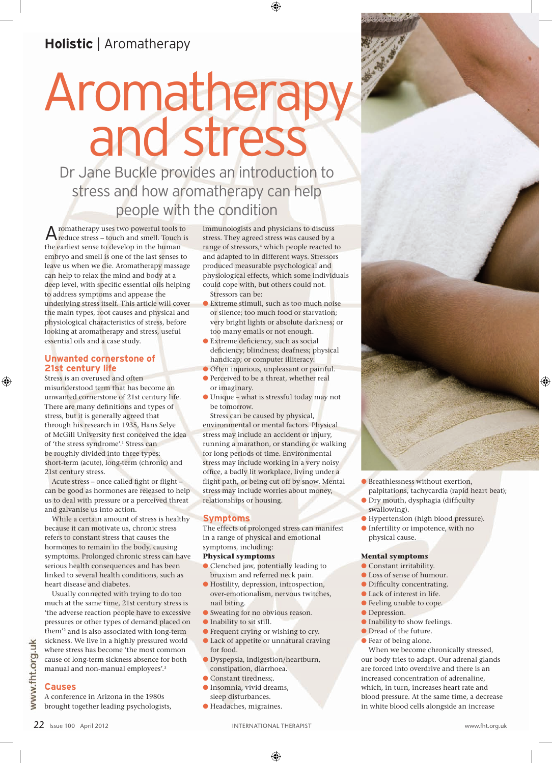Holistic | Aromatherapy

# Aromatherapy and stress

Dr Jane Buckle provides an introduction to stress and how aromatherapy can help people with the condition

Aromatherapy uses two powerful tools to reduce stress – touch and smell. Touch is the earliest sense to develop in the human embryo and smell is one of the last senses to leave us when we die. Aromatherapy massage can help to relax the mind and body at a deep level, with specific essential oils helping to address symptoms and appease the underlying stress itself. This article will cover the main types, root causes and physical and physiological characteristics of stress, before looking at aromatherapy and stress, useful essential oils and a case study.

## Unwanted cornerstone of 21st century life

Stress is an overused and often misunderstood term that has become an unwanted cornerstone of 21st century life. There are many definitions and types of stress, but it is generally agreed that through his research in 1935, Hans Selye of McGill University first conceived the idea of 'the stress syndrome'.[1] Stress can be roughly divided into three types: short-term (acute), long-term (chronic) and 21st century stress.

Acute stress – once called fight or flight – can be good as hormones are released to help us to deal with pressure or a perceived threat and galvanise us into action.

While a certain amount of stress is healthy because it can motivate us, chronic stress refers to constant stress that causes the hormones to remain in the body, causing symptoms. Prolonged chronic stress can have serious health consequences and has been linked to several health conditions, such as heart disease and diabetes.

Usually connected with trying to do too much at the same time, 21st century stress is 'the adverse reaction people have to excessive pressures or other types of demand placed on them'[2] and is also associated with long-term sickness. We live in a highly pressured world where stress has become 'the most common cause of long-term sickness absence for both manual and non-manual employees'.[3]

## Causes

A conference in Arizona in the 1980s brought together leading psychologists, immunologists and physicians to discuss stress. They agreed stress was caused by a range of stressors,[4] which people reacted to and adapted to in different ways. Stressors produced measurable psychological and physiological effects, which some individuals could cope with, but others could not.

Stressors can be:

- Extreme stimuli, such as too much noise or silence; too much food or starvation; very bright lights or absolute darkness; or too many emails or not enough.
- Extreme deficiency, such as social deficiency; blindness; deafness; physical handicap; or computer illiteracy.
- Often injurious, unpleasant or painful.
- Perceived to be a threat, whether real or imaginary.
- Unique – what is stressful today may not be tomorrow.

Stress can be caused by physical, environmental or mental factors. Physical stress may include an accident or injury, running a marathon, or standing or walking for long periods of time. Environmental stress may include working in a very noisy office, a badly lit workplace, living under a flight path, or being cut off by snow. Mental stress may include worries about money, relationships or housing.

## Symptoms

The effects of prolonged stress can manifest in a range of physical and emotional symptoms, including:

**Physical symptoms**

- Clenched jaw, potentially leading to bruxism and referred neck pain.
- Hostility, depression, introspection, over-emotionalism, nervous twitches, nail biting.
- Sweating for no obvious reason.
- Inability to sit still.
- Frequent crying or wishing to cry.
- Lack of appetite or unnatural craving for food.
- Dyspepsia, indigestion/heartburn, constipation, diarrhoea.
- Constant tiredness;.
- Insomnia, vivid dreams, sleep disturbances.
- Headaches, migraines.
- Breathlessness without exertion, palpitations, tachycardia (rapid heart beat);
- Dry mouth, dysphagia (difficulty swallowing).
- Hypertension (high blood pressure).
- Infertility or impotence, with no physical cause.

**Mental symptoms**

- Constant irritability.
- Loss of sense of humour.
- Difficulty concentrating.
- Lack of interest in life.
- Feeling unable to cope.
- Depression.
- Inability to show feelings.
- Dread of the future.
- Fear of being alone.

When we become chronically stressed, our body tries to adapt. Our adrenal glands are forced into overdrive and there is an increased concentration of adrenaline, which, in turn, increases heart rate and blood pressure. At the same time, a decrease in white blood cells alongside an increase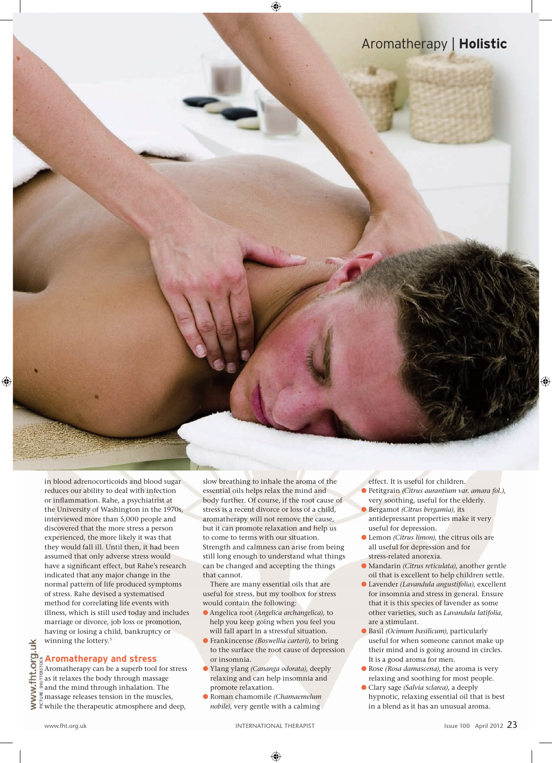in blood adrenocorticoids and blood sugar reduces our ability to deal with infection or inflammation. Rahe, a psychiatrist at the University of Washington in the 1970s, interviewed more than 5,000 people and discovered that the more stress a person experienced, the more likely it was that they would fall ill. Until then, it had been assumed that only adverse stress would have a significant effect, but Rahe's research indicated that any major change in the normal pattern of life produced symptoms of stress. Rahe devised a systematised method for correlating life events with illness, which is still used today and includes marriage or divorce, job loss or promotion, having or losing a child, bankruptcy or winning the lottery.[5]

## Aromatherapy and stress

Aromatherapy can be a superb tool for stress as it relaxes the body through massage and the mind through inhalation. The massage releases tension in the muscles, while the therapeutic atmosphere and deep, slow breathing to inhale the aroma of the essential oils helps relax the mind and body further. Of course, if the root cause of stress is a recent divorce or loss of a child, aromatherapy will not remove the cause, but it can promote relaxation and help us to come to terms with our situation. Strength and calmness can arise from being still long enough to understand what things can be changed and accepting the things that cannot.

There are many essential oils that are useful for stress, but my toolbox for stress would contain the following:

- Angelica root *(Angelica archangelica)*, to help you keep going when you feel you will fall apart in a stressful situation.
- Frankincense *(Boswellia carteri)*, to bring to the surface the root cause of depression or insomnia.
- Ylang ylang *(Cananga odorata)*, deeply relaxing and can help insomnia and promote relaxation.
- Roman chamomile *(Chamaemelum nobile)*, very gentle with a calming effect. It is useful for children.
- Petitgrain *(Citrus aurantium var. amara fol.)*, very soothing, useful for the elderly.
- Bergamot *(Citrus bergamia)*, its antidepressant properties make it very useful for depression.
- Lemon *(Citrus limon)*, the citrus oils are all useful for depression and for stress-related anorexia.
- Mandarin *(Citrus reticulata)*, another gentle oil that is excellent to help children settle.
- Lavender *(Lavandula angustifolia)*, excellent for insomnia and stress in general. Ensure that it is this species of lavender as some other varieties, such as *Lavandula latifolia*, are a stimulant.
- Basil *(Ocimum basilicum)*, particularly useful for when someone cannot make up their mind and is going around in circles. It is a good aroma for men.
- Rose *(Rosa damascena)*, the aroma is very relaxing and soothing for most people.
- Clary sage *(Salvia sclarea)*, a deeply hypnotic, relaxing essential oil that is best in a blend as it has an unusual aroma.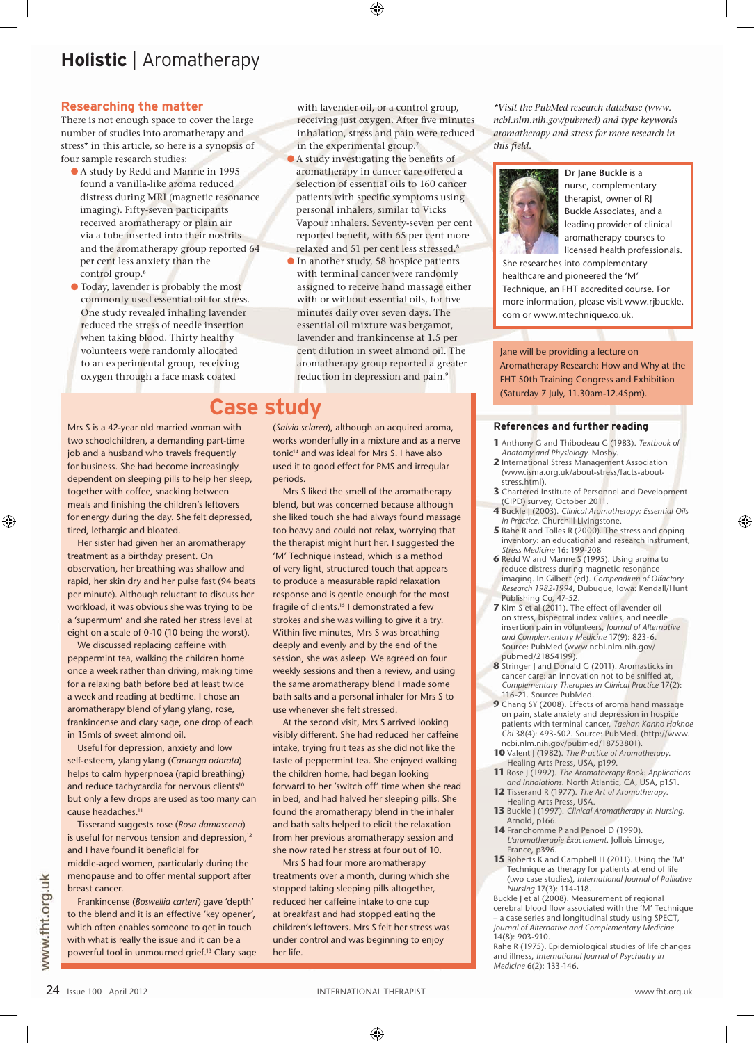## Researching the matter

There is not enough space to cover the large number of studies into aromatherapy and stress* in this article, so here is a synopsis of four sample research studies:

- A study by Redd and Manne in 1995 found a vanilla-like aroma reduced distress during MRI (magnetic resonance imaging). Fifty-seven participants received aromatherapy or plain air via a tube inserted into their nostrils and the aromatherapy group reported 64 per cent less anxiety than the control group.[6]
- Today, lavender is probably the most commonly used essential oil for stress. One study revealed inhaling lavender reduced the stress of needle insertion when taking blood. Thirty healthy volunteers were randomly allocated to an experimental group, receiving oxygen through a face mask coated with lavender oil, or a control group, receiving just oxygen. After five minutes inhalation, stress and pain were reduced in the experimental group.[7]
- A study investigating the benefits of aromatherapy in cancer care offered a selection of essential oils to 160 cancer patients with specific symptoms using personal inhalers, similar to Vicks Vapour inhalers. Seventy-seven per cent reported benefit, with 65 per cent more relaxed and 51 per cent less stressed.[8]
- In another study, 58 hospice patients with terminal cancer were randomly assigned to receive hand massage either with or without essential oils, for five minutes daily over seven days. The essential oil mixture was bergamot, lavender and frankincense at 1.5 per cent dilution in sweet almond oil. The aromatherapy group reported a greater reduction in depression and pain.[9]

*Visit the PubMed research database (www.ncbi.nlm.nih.gov/pubmed) and type keywords aromatherapy and stress for more research in this field.*

**Dr Jane Buckle** is a nurse, complementary therapist, owner of RJ Buckle Associates, and a leading provider of clinical aromatherapy courses to licensed health professionals. She researches into complementary healthcare and pioneered the 'M' Technique, an FHT accredited course. For more information, please visit www.rjbuckle.com or www.mtechnique.co.uk.

Jane will be providing a lecture on Aromatherapy Research: How and Why at the FHT 50th Training Congress and Exhibition (Saturday 7 July, 11.30am-12.45pm).

## Case study

Mrs S is a 42-year old married woman with two schoolchildren, a demanding part-time job and a husband who travels frequently for business. She had become increasingly dependent on sleeping pills to help her sleep, together with coffee, snacking between meals and finishing the children's leftovers for energy during the day. She felt depressed, tired, lethargic and bloated.

Her sister had given her an aromatherapy treatment as a birthday present. On observation, her breathing was shallow and rapid, her skin dry and her pulse fast (94 beats per minute). Although reluctant to discuss her workload, it was obvious she was trying to be a 'supermum' and she rated her stress level at eight on a scale of 0-10 (10 being the worst).

We discussed replacing caffeine with peppermint tea, walking the children home once a week rather than driving, making time for a relaxing bath before bed at least twice a week and reading at bedtime. I chose an aromatherapy blend of ylang ylang, rose, frankincense and clary sage, one drop of each in 15mls of sweet almond oil.

Useful for depression, anxiety and low self-esteem, ylang ylang (*Cananga odorata*) helps to calm hyperpnoea (rapid breathing) and reduce tachycardia for nervous clients[10] but only a few drops are used as too many can cause headaches.[11]

Tisserand suggests rose (*Rosa damascena*) is useful for nervous tension and depression,[12] and I have found it beneficial for middle-aged women, particularly during the menopause and to offer mental support after breast cancer.

Frankincense (*Boswellia carteri*) gave 'depth' to the blend and it is an effective 'key opener', which often enables someone to get in touch with what is really the issue and it can be a powerful tool in unmourned grief.[13] Clary sage (*Salvia sclarea*), although an acquired aroma, works wonderfully in a mixture and as a nerve tonic[14] and was ideal for Mrs S. I have also used it to good effect for PMS and irregular periods.

Mrs S liked the smell of the aromatherapy blend, but was concerned because although she liked touch she had always found massage too heavy and could not relax, worrying that the therapist might hurt her. I suggested the 'M' Technique instead, which is a method of very light, structured touch that appears to produce a measurable rapid relaxation response and is gentle enough for the most fragile of clients.[15] I demonstrated a few strokes and she was willing to give it a try. Within five minutes, Mrs S was breathing deeply and by the end of the session, she was asleep. We agreed on four weekly sessions and then a review, and using the same aromatherapy blend I made some bath salts and a personal inhaler for Mrs S to use whenever she felt stressed.

At the second visit, Mrs S arrived looking visibly different. She had reduced her caffeine intake, trying fruit teas as she did not like the taste of peppermint tea. She enjoyed walking the children home, had began looking forward to her 'switch off' time when she read in bed, and had halved her sleeping pills. She found the aromatherapy blend in the inhaler and bath salts helped to elicit the relaxation from her previous aromatherapy session and she now rated her stress at four out of 10.

Mrs S had four more aromatherapy treatments over a month, during which she stopped taking sleeping pills altogether, reduced her caffeine intake to one cup at breakfast and had stopped eating the children's leftovers. Mrs S felt her stress was under control and was beginning to enjoy her life.

## References and further reading

1. Anthony G and Thibodeau G (1983). *Textbook of Anatomy and Physiology.* Mosby.
2. International Stress Management Association (www.isma.org.uk/about-stress/facts-about-stress.html).
3. Chartered Institute of Personnel and Development (CIPD) survey, October 2011.
4. Buckle J (2003). *Clinical Aromatherapy: Essential Oils in Practice.* Churchill Livingstone.
5. Rahe R and Tolles R (2000). The stress and coping inventory: an educational and research instrument, *Stress Medicine* 16: 199-208
6. Redd W and Manne S (1995). Using aroma to reduce distress during magnetic resonance imaging. In Gilbert (ed). *Compendium of Olfactory Research 1982-1994*, Dubuque, Iowa: Kendall/Hunt Publishing Co, 47-52.
7. Kim S et al (2011). The effect of lavender oil on stress, bispectral index values, and needle insertion pain in volunteers, *Journal of Alternative and Complementary Medicine* 17(9): 823-6. Source: PubMed (www.ncbi.nlm.nih.gov/pubmed/21854199).
8. Stringer J and Donald G (2011). Aromasticks in cancer care: an innovation not to be sniffed at, *Complementary Therapies in Clinical Practice* 17(2): 116-21. Source: PubMed.
9. Chang SY (2008). Effects of aroma hand massage on pain, state anxiety and depression in hospice patients with terminal cancer, *Taehan Kanho Hakhoe Chi* 38(4): 493-502. Source: PubMed. (http://www.ncbi.nlm.nih.gov/pubmed/18753801).
10. Valent J (1982). *The Practice of Aromatherapy.* Healing Arts Press, USA, p199.
11. Rose J (1992). *The Aromatherapy Book: Applications and Inhalations.* North Atlantic, CA, USA, p151.
12. Tisserand R (1977). *The Art of Aromatherapy.* Healing Arts Press, USA.
13. Buckle J (1997). *Clinical Aromatherapy in Nursing.* Arnold, p166.
14. Franchomme P and Penoel D (1990). *L'aromatherapie Exactement.* Jollois Limoge, France, p396.
15. Roberts K and Campbell H (2011). Using the 'M' Technique as therapy for patients at end of life (two case studies), *International Journal of Palliative Nursing* 17(3): 114-118.

Buckle J et al (2008). Measurement of regional cerebral blood flow associated with the 'M' Technique – a case series and longitudinal study using SPECT, *Journal of Alternative and Complementary Medicine* 14(8): 903-910.

Rahe R (1975). Epidemiological studies of life changes and illness, *International Journal of Psychiatry in Medicine* 6(2): 133-146.